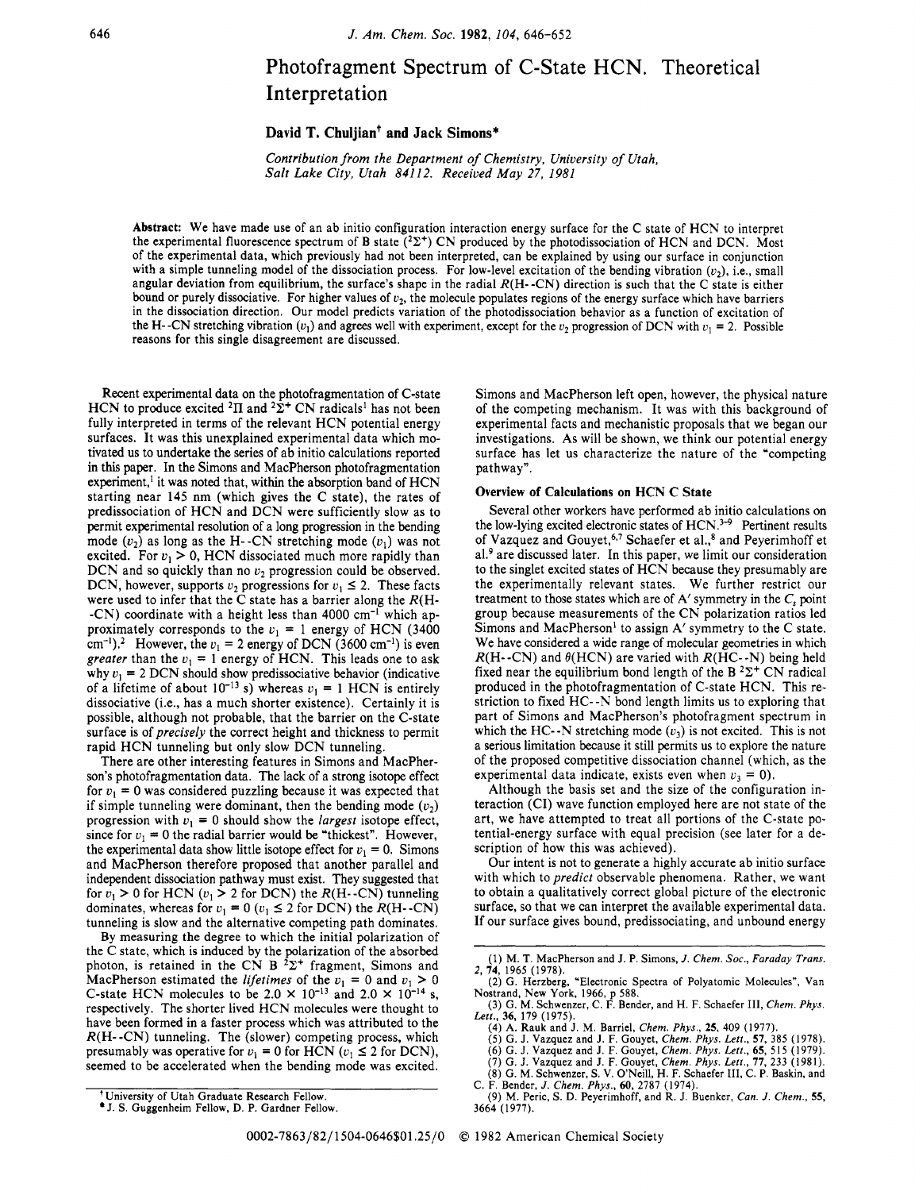# Photofragment Spectrum of C-State HCN. Theoretical Interpretation

**David T. Chuljian[†] and Jack Simons[*]**

*Contribution from the Department of Chemistry, University of Utah, Salt Lake City, Utah 84112. Received May 27, 1981*

**Abstract:** We have made use of an ab initio configuration interaction energy surface for the C state of HCN to interpret the experimental fluorescence spectrum of B state ($^2\Sigma^+$) CN produced by the photodissociation of HCN and DCN. Most of the experimental data, which previously had not been interpreted, can be explained by using our surface in conjunction with a simple tunneling model of the dissociation process. For low-level excitation of the bending vibration ($v_2$), i.e., small angular deviation from equilibrium, the surface's shape in the radial $R$(H--CN) direction is such that the C state is either bound or purely dissociative. For higher values of $v_2$, the molecule populates regions of the energy surface which have barriers in the dissociation direction. Our model predicts variation of the photodissociation behavior as a function of excitation of the H--CN stretching vibration ($v_1$) and agrees well with experiment, except for the $v_2$ progression of DCN with $v_1 = 2$. Possible reasons for this single disagreement are discussed.

Recent experimental data on the photofragmentation of C-state HCN to produce excited $^2\Pi$ and $^2\Sigma^+$ CN radicals[1] has not been fully interpreted in terms of the relevant HCN potential energy surfaces. It was this unexplained experimental data which motivated us to undertake the series of ab initio calculations reported in this paper. In the Simons and MacPherson photofragmentation experiment,[1] it was noted that, within the absorption band of HCN starting near 145 nm (which gives the C state), the rates of predissociation of HCN and DCN were sufficiently slow as to permit experimental resolution of a long progression in the bending mode ($v_2$) as long as the H--CN stretching mode ($v_1$) was not excited. For $v_1 > 0$, HCN dissociated much more rapidly than DCN and so quickly than no $v_2$ progression could be observed. DCN, however, supports $v_2$ progressions for $v_1 \leq 2$. These facts were used to infer that the C state has a barrier along the $R$(H--CN) coordinate with a height less than 4000 cm$^{-1}$ which approximately corresponds to the $v_1 = 1$ energy of HCN (3400 cm$^{-1}$).[2] However, the $v_1 = 2$ energy of DCN (3600 cm$^{-1}$) is even *greater* than the $v_1 = 1$ energy of HCN. This leads one to ask why $v_1 = 2$ DCN should show predissociative behavior (indicative of a lifetime of about $10^{-13}$ s) whereas $v_1 = 1$ HCN is entirely dissociative (i.e., has a much shorter existence). Certainly it is possible, although not probable, that the barrier on the C-state surface is of *precisely* the correct height and thickness to permit rapid HCN tunneling but only slow DCN tunneling.

There are other interesting features in Simons and MacPherson's photofragmentation data. The lack of a strong isotope effect for $v_1 = 0$ was considered puzzling because it was expected that if simple tunneling were dominant, then the bending mode ($v_2$) progression with $v_1 = 0$ should show the *largest* isotope effect, since for $v_1 = 0$ the radial barrier would be "thickest". However, the experimental data show little isotope effect for $v_1 = 0$. Simons and MacPherson therefore proposed that another parallel and independent dissociation pathway must exist. They suggested that for $v_1 > 0$ for HCN ($v_1 > 2$ for DCN) the $R$(H--CN) tunneling dominates, whereas for $v_1 = 0$ ($v_1 \leq 2$ for DCN) the $R$(H--CN) tunneling is slow and the alternative competing path dominates.

By measuring the degree to which the initial polarization of the C state, which is induced by the polarization of the absorbed photon, is retained in the CN B $^2\Sigma^+$ fragment, Simons and MacPherson estimated the *lifetimes* of the $v_1 = 0$ and $v_1 > 0$ C-state HCN molecules to be $2.0 \times 10^{-13}$ and $2.0 \times 10^{-14}$ s, respectively. The shorter lived HCN molecules were thought to have been formed in a faster process which was attributed to the $R$(H--CN) tunneling. The (slower) competing process, which presumably was operative for $v_1 = 0$ for HCN ($v_1 \leq 2$ for DCN), seemed to be accelerated when the bending mode was excited. Simons and MacPherson left open, however, the physical nature of the competing mechanism. It was with this background of experimental facts and mechanistic proposals that we began our investigations. As will be shown, we think our potential energy surface has let us characterize the nature of the "competing pathway".

## Overview of Calculations on HCN C State

Several other workers have performed ab initio calculations on the low-lying excited electronic states of HCN.[3-9] Pertinent results of Vazquez and Gouyet,[6,7] Schaefer et al.,[8] and Peyerimhoff et al.[9] are discussed later. In this paper, we limit our consideration to the singlet excited states of HCN because they presumably are the experimentally relevant states. We further restrict our treatment to those states which are of A′ symmetry in the $C_s$ point group because measurements of the CN polarization ratios led Simons and MacPherson[1] to assign A′ symmetry to the C state. We have considered a wide range of molecular geometries in which $R$(H--CN) and $\theta$(HCN) are varied with $R$(HC--N) being held fixed near the equilibrium bond length of the B $^2\Sigma^+$ CN radical produced in the photofragmentation of C-state HCN. This restriction to fixed HC--N bond length limits us to exploring that part of Simons and MacPherson's photofragment spectrum in which the HC--N stretching mode ($v_3$) is not excited. This is not a serious limitation because it still permits us to explore the nature of the proposed competitive dissociation channel (which, as the experimental data indicate, exists even when $v_3 = 0$).

Although the basis set and the size of the configuration interaction (CI) wave function employed here are not state of the art, we have attempted to treat all portions of the C-state potential-energy surface with equal precision (see later for a description of how this was achieved).

Our intent is not to generate a highly accurate ab initio surface with which to *predict* observable phenomena. Rather, we want to obtain a qualitatively correct global picture of the electronic surface, so that we can interpret the available experimental data. If our surface gives bound, predissociating, and unbound energy

(1) M. T. MacPherson and J. P. Simons, *J. Chem. Soc., Faraday Trans. 2*, **74**, 1965 (1978).
(2) G. Herzberg, "Electronic Spectra of Polyatomic Molecules", Van Nostrand, New York, 1966, p 588.
(3) G. M. Schwenzer, C. F. Bender, and H. F. Schaefer III, *Chem. Phys. Lett.*, **36**, 179 (1975).
(4) A. Rauk and J. M. Barriel, *Chem. Phys.*, **25**, 409 (1977).
(5) G. J. Vazquez and J. F. Gouyet, *Chem. Phys. Lett.*, **57**, 385 (1978).
(6) G. J. Vazquez and J. F. Gouyet, *Chem. Phys. Lett.*, **65**, 515 (1979).
(7) G. J. Vazquez and J. F. Gouyet, *Chem. Phys. Lett.*, **77**, 233 (1981).
(8) G. M. Schwenzer, S. V. O'Neill, H. F. Schaefer III, C. P. Baskin, and C. F. Bender, *J. Chem. Phys.*, **60**, 2787 (1974).
(9) M. Peric, S. D. Peyerimhoff, and R. J. Buenker, *Can. J. Chem.*, **55**, 3664 (1977).

[†] University of Utah Graduate Research Fellow.
[*] J. S. Guggenheim Fellow, D. P. Gardner Fellow.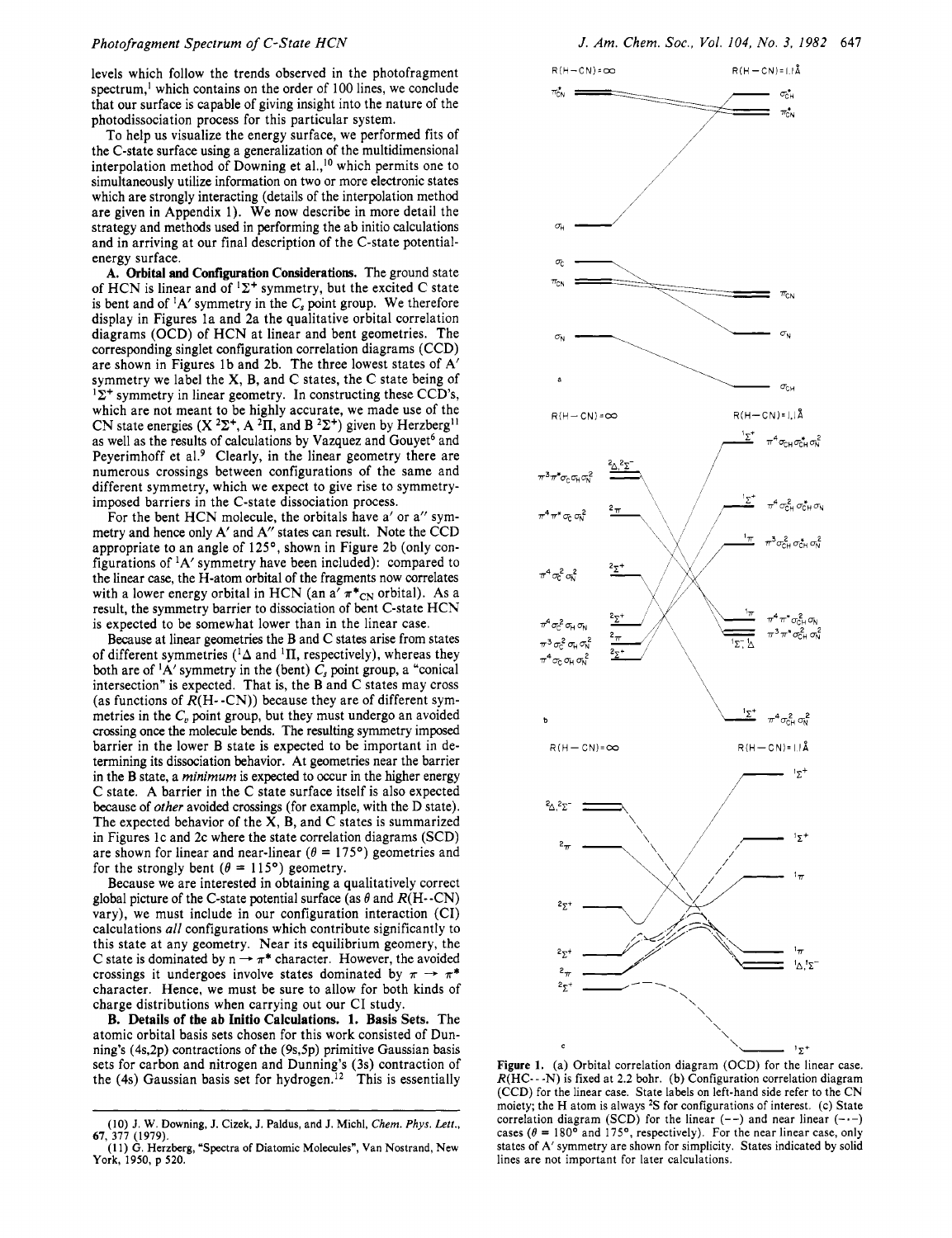levels which follow the trends observed in the photofragment spectrum,[1] which contains on the order of 100 lines, we conclude that our surface is capable of giving insight into the nature of the photodissociation process for this particular system.

To help us visualize the energy surface, we performed fits of the C-state surface using a generalization of the multidimensional interpolation method of Downing et al.,[10] which permits one to simultaneously utilize information on two or more electronic states which are strongly interacting (details of the interpolation method are given in Appendix 1). We now describe in more detail the strategy and methods used in performing the ab initio calculations and in arriving at our final description of the C-state potential-energy surface.

**A. Orbital and Configuration Considerations.** The ground state of HCN is linear and of $^1\Sigma^+$ symmetry, but the excited C state is bent and of $^1A'$ symmetry in the $C_s$ point group. We therefore display in Figures 1a and 2a the qualitative orbital correlation diagrams (OCD) of HCN at linear and bent geometries. The corresponding singlet configuration correlation diagrams (CCD) are shown in Figures 1b and 2b. The three lowest states of A′ symmetry we label the X, B, and C states, the C state being of $^1\Sigma^+$ symmetry in linear geometry. In constructing these CCD's, which are not meant to be highly accurate, we made use of the CN state energies (X $^2\Sigma^+$, A $^2\Pi$, and B $^2\Sigma^+$) given by Herzberg[11] as well as the results of calculations by Vazquez and Gouyet[6] and Peyerimhoff et al.[9] Clearly, in the linear geometry there are numerous crossings between configurations of the same and different symmetry, which we expect to give rise to symmetry-imposed barriers in the C-state dissociation process.

For the bent HCN molecule, the orbitals have a′ or a″ symmetry and hence only A′ and A″ states can result. Note the CCD appropriate to an angle of 125°, shown in Figure 2b (only configurations of $^1A'$ symmetry have been included): compared to the linear case, the H-atom orbital of the fragments now correlates with a lower energy orbital in HCN (an a′ $\pi^*_{CN}$ orbital). As a result, the symmetry barrier to dissociation of bent C-state HCN is expected to be somewhat lower than in the linear case.

Because at linear geometries the B and C states arise from states of different symmetries ($^1\Delta$ and $^1\Pi$, respectively), whereas they both are of $^1A'$ symmetry in the (bent) $C_s$ point group, a "conical intersection" is expected. That is, the B and C states may cross (as functions of $R$(H--CN)) because they are of different symmetries in the $C_v$ point group, but they must undergo an avoided crossing once the molecule bends. The resulting symmetry imposed barrier in the lower B state is expected to be important in determining its dissociation behavior. At geometries near the barrier in the B state, a *minimum* is expected to occur in the higher energy C state. A barrier in the C state surface itself is also expected because of *other* avoided crossings (for example, with the D state). The expected behavior of the X, B, and C states is summarized in Figures 1c and 2c where the state correlation diagrams (SCD) are shown for linear and near-linear ($\theta$ = 175°) geometries and for the strongly bent ($\theta$ = 115°) geometry.

Because we are interested in obtaining a qualitatively correct global picture of the C-state potential surface (as $\theta$ and $R$(H--CN) vary), we must include in our configuration interaction (CI) calculations *all* configurations which contribute significantly to this state at any geometry. Near its equilibrium geomery, the C state is dominated by n → π* character. However, the avoided crossings it undergoes involve states dominated by π → π* character. Hence, we must be sure to allow for both kinds of charge distributions when carrying out our CI study.

**B. Details of the ab Initio Calculations. 1. Basis Sets.** The atomic orbital basis sets chosen for this work consisted of Dunning's (4s,2p) contractions of the (9s,5p) primitive Gaussian basis sets for carbon and nitrogen and Dunning's (3s) contraction of the (4s) Gaussian basis set for hydrogen.[12] This is essentially

Figure 1. (a) Orbital correlation diagram (OCD) for the linear case. $R$(HC---N) is fixed at 2.2 bohr. (b) Configuration correlation diagram (CCD) for the linear case. State labels on left-hand side refer to the CN moiety; the H atom is always $^2S$ for configurations of interest. (c) State correlation diagram (SCD) for the linear (--) and near linear (-·-) cases ($\theta$ = 180° and 175°, respectively). For the near linear case, only states of A′ symmetry are shown for simplicity. States indicated by solid lines are not important for later calculations.

(10) J. W. Downing, J. Cizek, J. Paldus, and J. Michl, *Chem. Phys. Lett.*, 67, 377 (1979).

(11) G. Herzberg, "Spectra of Diatomic Molecules", Van Nostrand, New York, 1950, p 520.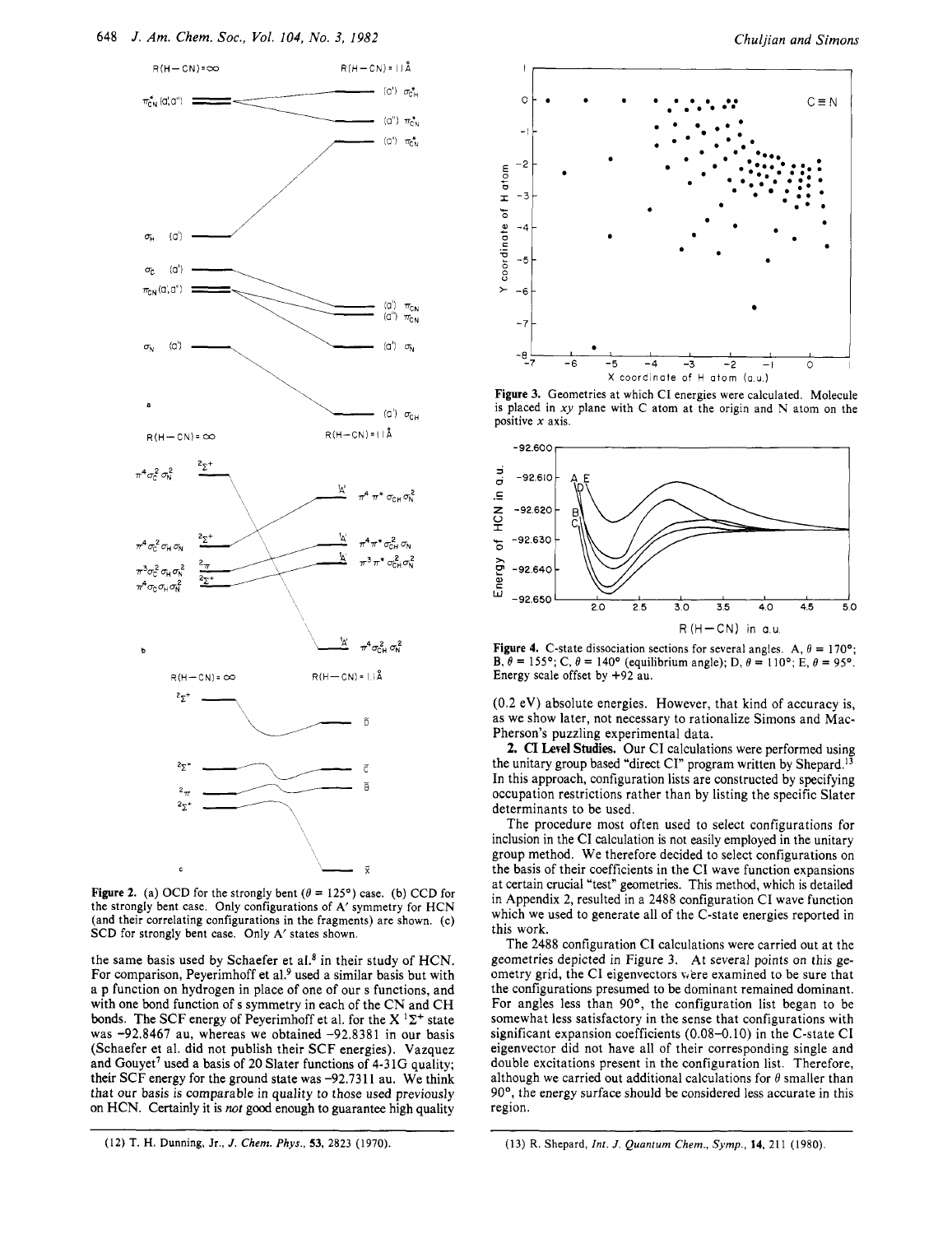**Figure 2.** (a) OCD for the strongly bent ($\theta = 125°$) case. (b) CCD for the strongly bent case. Only configurations of A′ symmetry for HCN (and their correlating configurations in the fragments) are shown. (c) SCD for strongly bent case. Only A′ states shown.

the same basis used by Schaefer et al.[8] in their study of HCN. For comparison, Peyerimhoff et al.[9] used a similar basis but with a p function on hydrogen in place of one of our s functions, and with one bond function of s symmetry in each of the CN and CH bonds. The SCF energy of Peyerimhoff et al. for the X $^1\Sigma^+$ state was −92.8467 au, whereas we obtained −92.8381 in our basis (Schaefer et al. did not publish their SCF energies). Vazquez and Gouyet[7] used a basis of 20 Slater functions of 4-31G quality; their SCF energy for the ground state was −92.7311 au. We think that our basis is comparable in quality to those used previously on HCN. Certainly it is *not* good enough to guarantee high quality (0.2 eV) absolute energies. However, that kind of accuracy is, as we show later, not necessary to rationalize Simons and MacPherson's puzzling experimental data.

**Figure 3.** Geometries at which CI energies were calculated. Molecule is placed in *xy* plane with C atom at the origin and N atom on the positive *x* axis.

**Figure 4.** C-state dissociation sections for several angles. A, $\theta = 170°$; B, $\theta = 155°$; C, $\theta = 140°$ (equilibrium angle); D, $\theta = 110°$; E, $\theta = 95°$. Energy scale offset by +92 au.

**2. CI Level Studies.** Our CI calculations were performed using the unitary group based "direct CI" program written by Shepard.[13] In this approach, configuration lists are constructed by specifying occupation restrictions rather than by listing the specific Slater determinants to be used.

The procedure most often used to select configurations for inclusion in the CI calculation is not easily employed in the unitary group method. We therefore decided to select configurations on the basis of their coefficients in the CI wave function expansions at certain crucial "test" geometries. This method, which is detailed in Appendix 2, resulted in a 2488 configuration CI wave function which we used to generate all of the C-state energies reported in this work.

The 2488 configuration CI calculations were carried out at the geometries depicted in Figure 3. At several points on this geometry grid, the CI eigenvectors were examined to be sure that the configurations presumed to be dominant remained dominant. For angles less than 90°, the configuration list began to be somewhat less satisfactory in the sense that configurations with significant expansion coefficients (0.08–0.10) in the C-state CI eigenvector did not have all of their corresponding single and double excitations present in the configuration list. Therefore, although we carried out additional calculations for $\theta$ smaller than 90°, the energy surface should be considered less accurate in this region.

(12) T. H. Dunning, Jr., *J. Chem. Phys.*, **53**, 2823 (1970).

(13) R. Shepard, *Int. J. Quantum Chem., Symp.*, **14**, 211 (1980).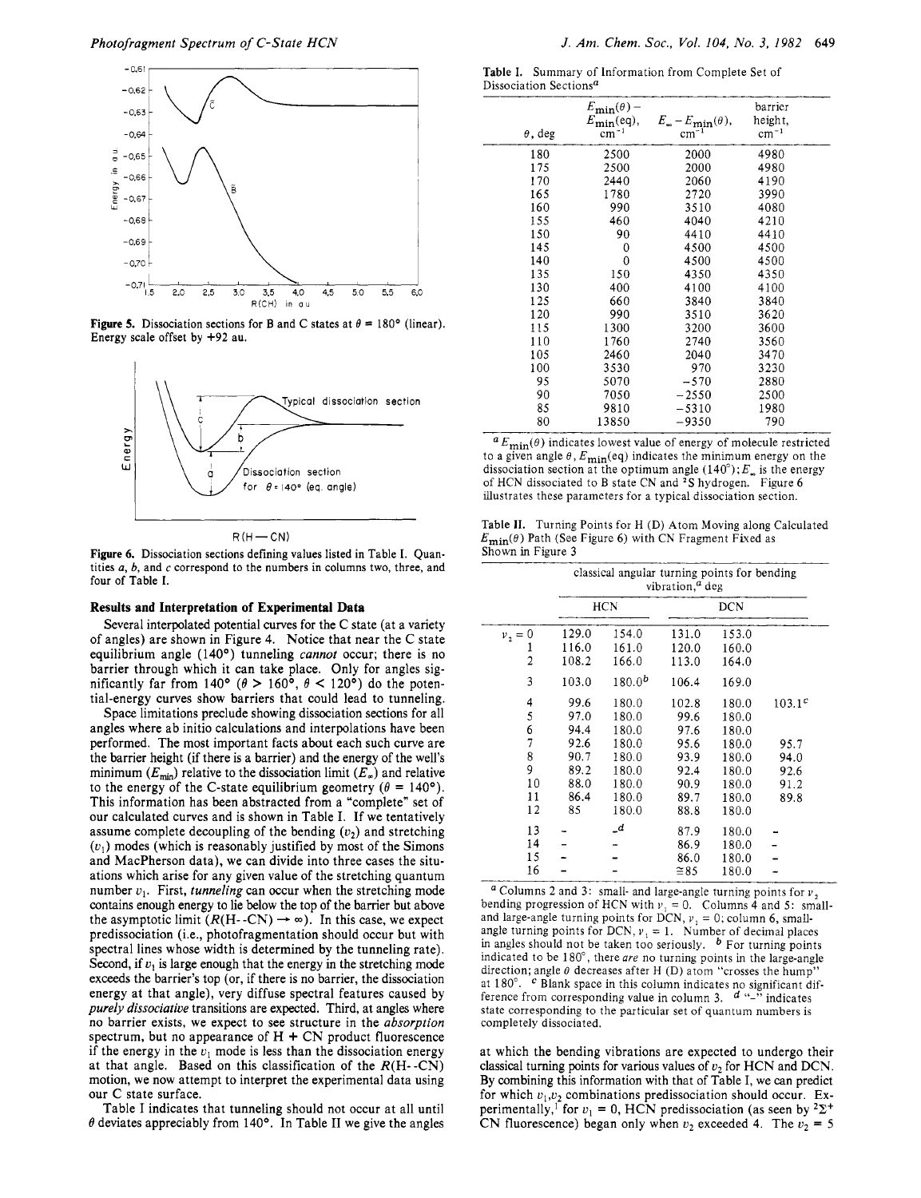Figure 5. Dissociation sections for B and C states at $\theta = 180°$ (linear). Energy scale offset by +92 au.

Figure 6. Dissociation sections defining values listed in Table I. Quantities *a*, *b*, and *c* correspond to the numbers in columns two, three, and four of Table I.

## Results and Interpretation of Experimental Data

Several interpolated potential curves for the C state (at a variety of angles) are shown in Figure 4. Notice that near the C state equilibrium angle (140°) tunneling *cannot* occur; there is no barrier through which it can take place. Only for angles significantly far from 140° ($\theta > 160°$, $\theta < 120°$) do the potential-energy curves show barriers that could lead to tunneling.

Space limitations preclude showing dissociation sections for all angles where ab initio calculations and interpolations have been performed. The most important facts about each such curve are the barrier height (if there is a barrier) and the energy of the well's minimum ($E_{min}$) relative to the dissociation limit ($E_\infty$) and relative to the energy of the C-state equilibrium geometry ($\theta = 140°$). This information has been abstracted from a "complete" set of our calculated curves and is shown in Table I. If we tentatively assume complete decoupling of the bending ($v_2$) and stretching ($v_1$) modes (which is reasonably justified by most of the Simons and MacPherson data), we can divide into three cases the situations which arise for any given value of the stretching quantum number $v_1$. First, *tunneling* can occur when the stretching mode contains enough energy to lie below the top of the barrier but above the asymptotic limit ($R$(H--CN) $\rightarrow \infty$). In this case, we expect predissociation (i.e., photofragmentation should occur but with spectral lines whose width is determined by the tunneling rate). Second, if $v_1$ is large enough that the energy in the stretching mode exceeds the barrier's top (or, if there is no barrier, the dissociation energy at that angle), very diffuse spectral features caused by *purely dissociative* transitions are expected. Third, at angles where no barrier exists, we expect to see structure in the *absorption* spectrum, but no appearance of H + CN product fluorescence if the energy in the $v_1$ mode is less than the dissociation energy at that angle. Based on this classification of the $R$(H--CN) motion, we now attempt to interpret the experimental data using our C state surface.

Table I indicates that tunneling should not occur at all until $\theta$ deviates appreciably from 140°. In Table II we give the angles at which the bending vibrations are expected to undergo their classical turning points for various values of $v_2$ for HCN and DCN. By combining this information with that of Table I, we can predict for which $v_1,v_2$ combinations predissociation should occur. Experimentally,[1] for $v_1 = 0$, HCN predissociation (as seen by $^2\Sigma^+$ CN fluorescence) began only when $v_2$ exceeded 4. The $v_2 = 5$

Table I. Summary of Information from Complete Set of Dissociation Sections[a]

| $\theta$, deg | $E_{min}(\theta) - E_{min}$(eq), cm$^{-1}$ | $E_\infty - E_{min}(\theta)$, cm$^{-1}$ | barrier height, cm$^{-1}$ |
|---|---|---|---|
| 180 | 2500 | 2000 | 4980 |
| 175 | 2500 | 2000 | 4980 |
| 170 | 2440 | 2060 | 4190 |
| 165 | 1780 | 2720 | 3990 |
| 160 | 990 | 3510 | 4080 |
| 155 | 460 | 4040 | 4210 |
| 150 | 90 | 4410 | 4410 |
| 145 | 0 | 4500 | 4500 |
| 140 | 0 | 4500 | 4500 |
| 135 | 150 | 4350 | 4350 |
| 130 | 400 | 4100 | 4100 |
| 125 | 660 | 3840 | 3840 |
| 120 | 990 | 3510 | 3620 |
| 115 | 1300 | 3200 | 3600 |
| 110 | 1760 | 2740 | 3560 |
| 105 | 2460 | 2040 | 3470 |
| 100 | 3530 | 970 | 3230 |
| 95 | 5070 | −570 | 2880 |
| 90 | 7050 | −2550 | 2500 |
| 85 | 9810 | −5310 | 1980 |
| 80 | 13850 | −9350 | 790 |

[a] $E_{min}(\theta)$ indicates lowest value of energy of molecule restricted to a given angle $\theta$, $E_{min}$(eq) indicates the minimum energy on the dissociation section at the optimum angle (140°); $E_\infty$ is the energy of HCN dissociated to B state CN and $^2$S hydrogen. Figure 6 illustrates these parameters for a typical dissociation section.

Table II. Turning Points for H (D) Atom Moving along Calculated $E_{min}(\theta)$ Path (See Figure 6) with CN Fragment Fixed as Shown in Figure 3

| | classical angular turning points for bending vibration,[a] deg | | | | |
|---|---|---|---|---|---|
| | HCN | | DCN | | |
| $v_2 = 0$ | 129.0 | 154.0 | 131.0 | 153.0 | |
| 1 | 116.0 | 161.0 | 120.0 | 160.0 | |
| 2 | 108.2 | 166.0 | 113.0 | 164.0 | |
| 3 | 103.0 | 180.0[b] | 106.4 | 169.0 | |
| 4 | 99.6 | 180.0 | 102.8 | 180.0 | 103.1[c] |
| 5 | 97.0 | 180.0 | 99.6 | 180.0 | |
| 6 | 94.4 | 180.0 | 97.6 | 180.0 | |
| 7 | 92.6 | 180.0 | 95.6 | 180.0 | 95.7 |
| 8 | 90.7 | 180.0 | 93.9 | 180.0 | 94.0 |
| 9 | 89.2 | 180.0 | 92.4 | 180.0 | 92.6 |
| 10 | 88.0 | 180.0 | 90.9 | 180.0 | 91.2 |
| 11 | 86.4 | 180.0 | 89.7 | 180.0 | 89.8 |
| 12 | 85 | 180.0 | 88.8 | 180.0 | |
| 13 | – | –[d] | 87.9 | 180.0 | – |
| 14 | – | – | 86.9 | 180.0 | – |
| 15 | – | – | 86.0 | 180.0 | – |
| 16 | – | – | ≅85 | 180.0 | – |

[a] Columns 2 and 3: small- and large-angle turning points for $v_2$ bending progression of HCN with $v_1 = 0$. Columns 4 and 5: small- and large-angle turning points for DCN, $v_1 = 0$; column 6, small-angle turning points for DCN, $v_1 = 1$. Number of decimal places in angles should not be taken too seriously. [b] For turning points indicated to be 180°, there *are* no turning points in the large-angle direction; angle $\theta$ decreases after H (D) atom "crosses the hump" at 180°. [c] Blank space in this column indicates no significant difference from corresponding value in column 3. [d] "–" indicates state corresponding to the particular set of quantum numbers is completely dissociated.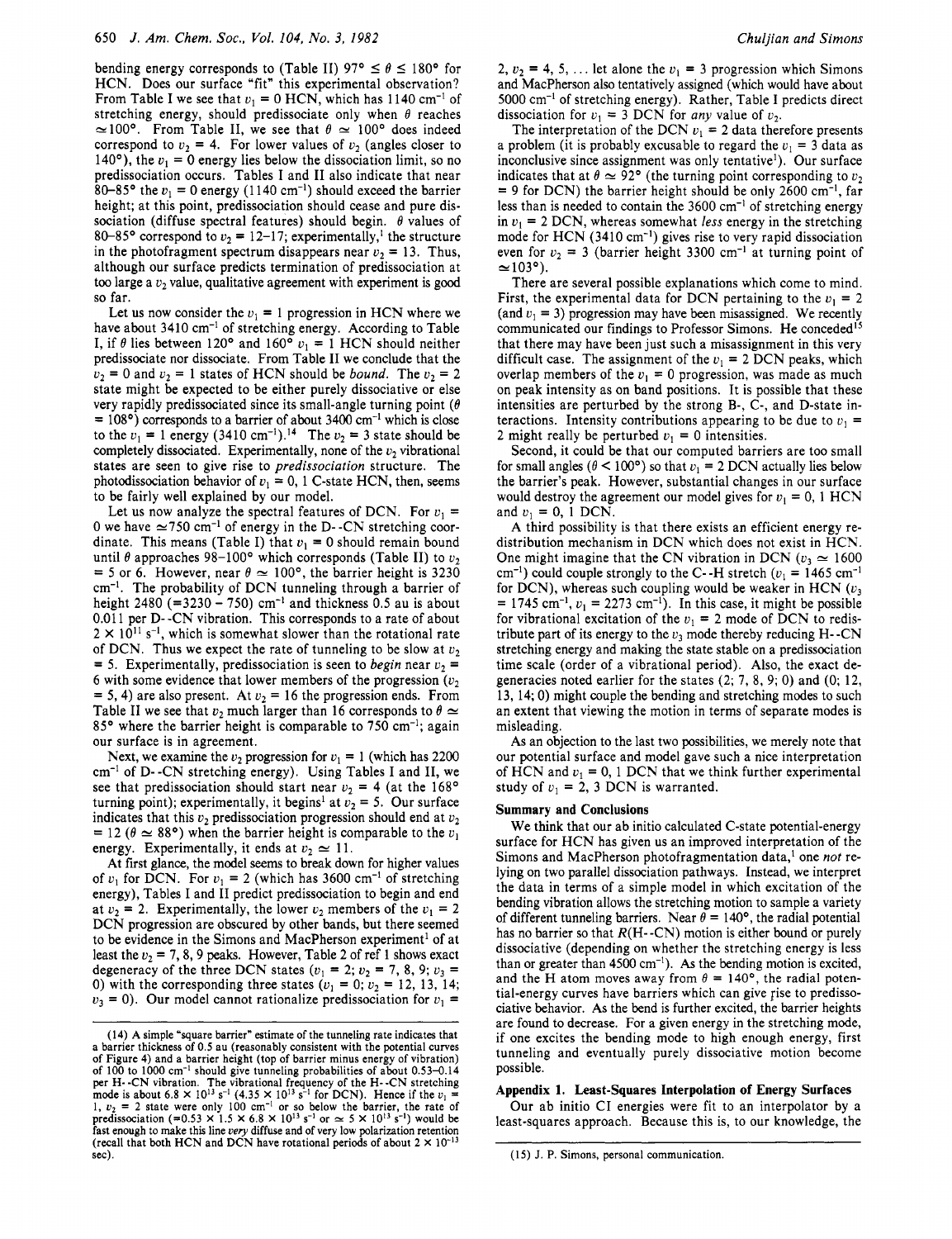bending energy corresponds to (Table II) 97° ≤ θ ≤ 180° for HCN. Does our surface "fit" this experimental observation? From Table I we see that $v_1 = 0$ HCN, which has 1140 cm$^{-1}$ of stretching energy, should predissociate only when θ reaches ≃100°. From Table II, we see that θ ≃ 100° does indeed correspond to $v_2 = 4$. For lower values of $v_2$ (angles closer to 140°), the $v_1 = 0$ energy lies below the dissociation limit, so no predissociation occurs. Tables I and II also indicate that near 80–85° the $v_1 = 0$ energy (1140 cm$^{-1}$) should exceed the barrier height; at this point, predissociation should cease and pure dissociation (diffuse spectral features) should begin. θ values of 80–85° correspond to $v_2 = 12$–17; experimentally,[1] the structure in the photofragment spectrum disappears near $v_2 = 13$. Thus, although our surface predicts termination of predissociation at too large a $v_2$ value, qualitative agreement with experiment is good so far.

Let us now consider the $v_1 = 1$ progression in HCN where we have about 3410 cm$^{-1}$ of stretching energy. According to Table I, if θ lies between 120° and 160° $v_1 = 1$ HCN should neither predissociate nor dissociate. From Table II we conclude that the $v_2 = 0$ and $v_2 = 1$ states of HCN should be *bound*. The $v_2 = 2$ state might be expected to be either purely dissociative or else very rapidly predissociated since its small-angle turning point (θ = 108°) corresponds to a barrier of about 3400 cm$^{-1}$ which is close to the $v_1 = 1$ energy (3410 cm$^{-1}$).[14] The $v_2 = 3$ state should be completely dissociated. Experimentally, none of the $v_2$ vibrational states are seen to give rise to *predissociation* structure. The photodissociation behavior of $v_1 = 0$, 1 C-state HCN, then, seems to be fairly well explained by our model.

Let us now analyze the spectral features of DCN. For $v_1 = 0$ we have ≃750 cm$^{-1}$ of energy in the D--CN stretching coordinate. This means (Table I) that $v_1 = 0$ should remain bound until θ approaches 98–100° which corresponds (Table II) to $v_2 = 5$ or 6. However, near θ ≃ 100°, the barrier height is 3230 cm$^{-1}$. The probability of DCN tunneling through a barrier of height 2480 (=3230 − 750) cm$^{-1}$ and thickness 0.5 au is about 0.011 per D--CN vibration. This corresponds to a rate of about $2 \times 10^{11}$ s$^{-1}$, which is somewhat slower than the rotational rate of DCN. Thus we expect the rate of tunneling to be slow at $v_2 = 5$. Experimentally, predissociation is seen to *begin* near $v_2 = 6$ with some evidence that lower members of the progression ($v_2 = 5$, 4) are also present. At $v_2 = 16$ the progression ends. From Table II we see that $v_2$ much larger than 16 corresponds to θ ≃ 85° where the barrier height is comparable to 750 cm$^{-1}$; again our surface is in agreement.

Next, we examine the $v_2$ progression for $v_1 = 1$ (which has 2200 cm$^{-1}$ of D--CN stretching energy). Using Tables I and II, we see that predissociation should start near $v_2 = 4$ (at the 168° turning point); experimentally, it begins[1] at $v_2 = 5$. Our surface indicates that this $v_2$ predissociation progression should end at $v_2 = 12$ (θ ≃ 88°) when the barrier height is comparable to the $v_1$ energy. Experimentally, it ends at $v_2 \simeq 11$.

At first glance, the model seems to break down for higher values of $v_1$ for DCN. For $v_1 = 2$ (which has 3600 cm$^{-1}$ of stretching energy), Tables I and II predict predissociation to begin and end at $v_2 = 2$. Experimentally, the lower $v_2$ members of the $v_1 = 2$ DCN progression are obscured by other bands, but there seemed to be evidence in the Simons and MacPherson experiment[1] of at least the $v_2 = 7$, 8, 9 peaks. However, Table 2 of ref 1 shows exact degeneracy of the three DCN states ($v_1 = 2$; $v_2 = 7$, 8, 9; $v_3 = 0$) with the corresponding three states ($v_1 = 0$; $v_2 = 12$, 13, 14; $v_3 = 0$). Our model cannot rationalize predissociation for $v_1 = 2$, $v_2 = 4$, 5, ... let alone the $v_1 = 3$ progression which Simons and MacPherson also tentatively assigned (which would have about 5000 cm$^{-1}$ of stretching energy). Rather, Table I predicts direct dissociation for $v_1 = 3$ DCN for *any* value of $v_2$.

The interpretation of the DCN $v_1 = 2$ data therefore presents a problem (it is probably excusable to regard the $v_1 = 3$ data as inconclusive since assignment was only tentative[1]). Our surface indicates that at θ ≃ 92° (the turning point corresponding to $v_2 = 9$ for DCN) the barrier height should be only 2600 cm$^{-1}$, far less than is needed to contain the 3600 cm$^{-1}$ of stretching energy in $v_1 = 2$ DCN, whereas somewhat *less* energy in the stretching mode for HCN (3410 cm$^{-1}$) gives rise to very rapid dissociation even for $v_2 = 3$ (barrier height 3300 cm$^{-1}$ at turning point of ≃103°).

There are several possible explanations which come to mind. First, the experimental data for DCN pertaining to the $v_1 = 2$ (and $v_1 = 3$) progression may have been misassigned. We recently communicated our findings to Professor Simons. He conceded[15] that there may have been just such a misassignment in this very difficult case. The assignment of the $v_1 = 2$ DCN peaks, which overlap members of the $v_1 = 0$ progression, was made as much on peak intensity as on band positions. It is possible that these intensities are perturbed by the strong B-, C-, and D-state interactions. Intensity contributions appearing to be due to $v_1 = 2$ might really be perturbed $v_1 = 0$ intensities.

Second, it could be that our computed barriers are too small for small angles (θ < 100°) so that $v_1 = 2$ DCN actually lies below the barrier's peak. However, substantial changes in our surface would destroy the agreement our model gives for $v_1 = 0$, 1 HCN and $v_1 = 0$, 1 DCN.

A third possibility is that there exists an efficient energy redistribution mechanism in DCN which does not exist in HCN. One might imagine that the CN vibration in DCN ($v_3 \simeq 1600$ cm$^{-1}$) could couple strongly to the C--H stretch ($v_1 = 1465$ cm$^{-1}$ for DCN), whereas such coupling would be weaker in HCN ($v_3 = 1745$ cm$^{-1}$, $v_1 = 2273$ cm$^{-1}$). In this case, it might be possible for vibrational excitation of the $v_1 = 2$ mode of DCN to redistribute part of its energy to the $v_3$ mode thereby reducing H--CN stretching energy and making the state stable on a predissociation time scale (order of a vibrational period). Also, the exact degeneracies noted earlier for the states (2; 7, 8, 9; 0) and (0; 12, 13, 14; 0) might couple the bending and stretching modes to such an extent that viewing the motion in terms of separate modes is misleading.

As an objection to the last two possibilities, we merely note that our potential surface and model gave such a nice interpretation of HCN and $v_1 = 0$, 1 DCN that we think further experimental study of $v_1 = 2$, 3 DCN is warranted.

## Summary and Conclusions

We think that our ab initio calculated C-state potential-energy surface for HCN has given us an improved interpretation of the Simons and MacPherson photofragmentation data,[1] one *not* relying on two parallel dissociation pathways. Instead, we interpret the data in terms of a simple model in which excitation of the bending vibration allows the stretching motion to sample a variety of different tunneling barriers. Near θ = 140°, the radial potential has no barrier so that $R$(H--CN) motion is either bound or purely dissociative (depending on whether the stretching energy is less than or greater than 4500 cm$^{-1}$). As the bending mode is excited, and the H atom moves away from θ = 140°, the radial potential-energy curves have barriers which can give rise to predissociative behavior. As the bend is further excited, the barrier heights are found to decrease. For a given energy in the stretching mode, if one excites the bending mode to high enough energy, first tunneling and eventually purely dissociative motion become possible.

## Appendix 1. Least-Squares Interpolation of Energy Surfaces

Our ab initio CI energies were fit to an interpolator by a least-squares approach. Because this is, to our knowledge, the

(14) A simple "square barrier" estimate of the tunneling rate indicates that a barrier thickness of 0.5 au (reasonably consistent with the potential curves of Figure 4) and a barrier height (top of barrier minus energy of vibration) of 100 to 1000 cm$^{-1}$ should give tunneling probabilities of about 0.53–0.14 per H--CN vibration. The vibrational frequency of the H--CN stretching mode is about $6.8 \times 10^{13}$ s$^{-1}$ ($4.35 \times 10^{13}$ s$^{-1}$ for DCN). Hence if the $v_1 = 1$, $v_2 = 2$ state were only 100 cm$^{-1}$ or so below the barrier, the rate of predissociation (=0.53 × 1.5 × 6.8 × $10^{13}$ s$^{-1}$ or ≃ 5 × $10^{13}$ s$^{-1}$) would be fast enough to make this line *very* diffuse and of very low polarization retention (recall that both HCN and DCN have rotational periods of about $2 \times 10^{-13}$ sec).

(15) J. P. Simons, personal communication.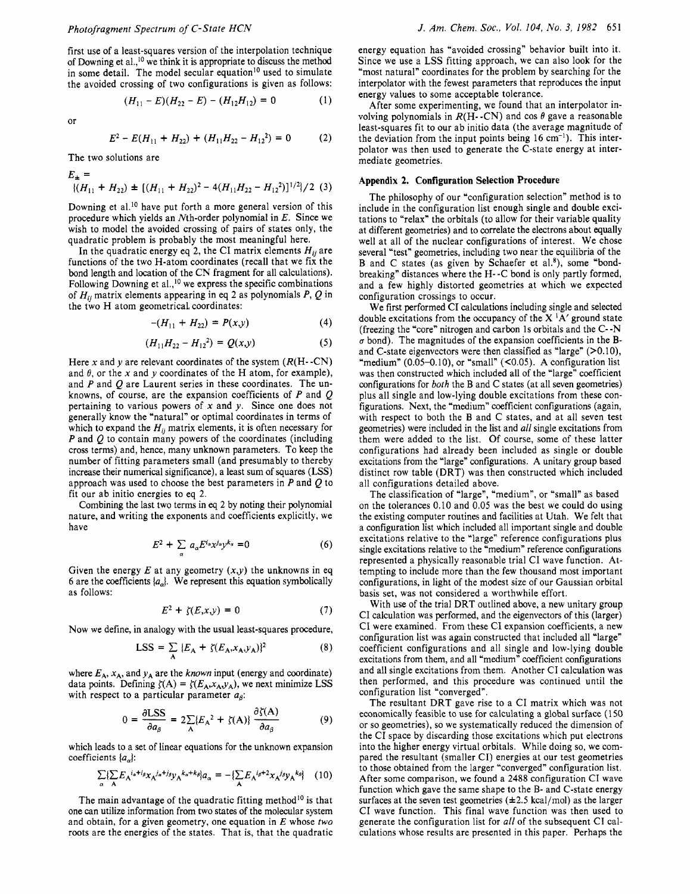first use of a least-squares version of the interpolation technique of Downing et al.,[10] we think it is appropriate to discuss the method in some detail. The model secular equation[10] used to simulate the avoided crossing of two configurations is given as follows:

$$(H_{11} - E)(H_{22} - E) - (H_{12}H_{12}) = 0 \qquad (1)$$

or

$$E^2 - E(H_{11} + H_{22}) + (H_{11}H_{22} - H_{12}^2) = 0 \qquad (2)$$

The two solutions are

$$E_{\pm} = \{(H_{11} + H_{22}) \pm [(H_{11} + H_{22})^2 - 4(H_{11}H_{22} - H_{12}^2)]^{1/2}\}/2 \qquad (3)$$

Downing et al.[10] have put forth a more general version of this procedure which yields an $N$th-order polynomial in $E$. Since we wish to model the avoided crossing of pairs of states only, the quadratic problem is probably the most meaningful here.

In the quadratic energy eq 2, the CI matrix elements $H_{ij}$ are functions of the two H-atom coordinates (recall that we fix the bond length and location of the CN fragment for all calculations). Following Downing et al.,[10] we express the specific combinations of $H_{ij}$ matrix elements appearing in eq 2 as polynomials $P$, $Q$ in the two H atom geometrical coordinates:

$$-(H_{11} + H_{22}) = P(x,y) \qquad (4)$$

$$(H_{11}H_{22} - H_{12}^2) = Q(x,y) \qquad (5)$$

Here $x$ and $y$ are relevant coordinates of the system ($R$(H--CN) and $\theta$, or the $x$ and $y$ coordinates of the H atom, for example), and $P$ and $Q$ are Laurent series in these coordinates. The unknowns, of course, are the expansion coefficients of $P$ and $Q$ pertaining to various powers of $x$ and $y$. Since one does not generally know the "natural" or optimal coordinates in terms of which to expand the $H_{ij}$ matrix elements, it is often necessary for $P$ and $Q$ to contain many powers of the coordinates (including cross terms) and, hence, many unknown parameters. To keep the number of fitting parameters small (and presumably to thereby increase their numerical significance), a least sum of squares (LSS) approach was used to choose the best parameters in $P$ and $Q$ to fit our ab initio energies to eq 2.

Combining the last two terms in eq 2 by noting their polynomial nature, and writing the exponents and coefficients explicitly, we have

$$E^2 + \sum_{\alpha} a_{\alpha} E^{i_{\alpha}} x^{j_{\alpha}} y^{k_{\alpha}} = 0 \qquad (6)$$

Given the energy $E$ at any geometry $(x,y)$ the unknowns in eq 6 are the coefficients $\{a_{\alpha}\}$. We represent this equation symbolically as follows:

$$E^2 + \zeta(E,x,y) = 0 \qquad (7)$$

Now we define, in analogy with the usual least-squares procedure,

$$\mathrm{LSS} = \sum_{A} \{E_A + \zeta(E_A,x_A,y_A)\}^2 \qquad (8)$$

where $E_A$, $x_A$, and $y_A$ are the *known* input (energy and coordinate) data points. Defining $\zeta(A) = \zeta(E_A,x_A,y_A)$, we next minimize LSS with respect to a particular parameter $a_{\beta}$:

$$0 = \frac{\partial \mathrm{LSS}}{\partial a_{\beta}} = 2\sum_{A}\{E_A{}^2 + \zeta(A)\}\frac{\partial \zeta(A)}{\partial a_{\beta}} \qquad (9)$$

which leads to a set of linear equations for the unknown expansion coefficients $\{a_{\alpha}\}$:

$$\sum_{\alpha}\{\sum_{A} E_A{}^{i_{\alpha}+i_{\beta}} x_A{}^{j_{\alpha}+j_{\beta}} y_A{}^{k_{\alpha}+k_{\beta}}\} a_{\alpha} = -\{\sum_{A} E_A{}^{i_{\beta}+2} x_A{}^{j_{\beta}} y_A{}^{k_{\beta}}\} \qquad (10)$$

The main advantage of the quadratic fitting method[10] is that one can utilize information from two states of the molecular system and obtain, for a given geometry, one equation in $E$ whose *two* roots are the energies of the states. That is, that the quadratic energy equation has "avoided crossing" behavior built into it. Since we use a LSS fitting approach, we can also look for the "most natural" coordinates for the problem by searching for the interpolator with the fewest parameters that reproduces the input energy values to some acceptable tolerance.

After some experimenting, we found that an interpolator involving polynomials in $R$(H--CN) and $\cos\theta$ gave a reasonable least-squares fit to our ab initio data (the average magnitude of the deviation from the input points being 16 cm$^{-1}$). This interpolator was then used to generate the C-state energy at intermediate geometries.

## Appendix 2. Configuration Selection Procedure

The philosophy of our "configuration selection" method is to include in the configuration list enough single and double excitations to "relax" the orbitals (to allow for their variable quality at different geometries) and to correlate the electrons about equally well at all of the nuclear configurations of interest. We chose several "test" geometries, including two near the equilibria of the B and C states (as given by Schaefer et al.[8]), some "bond-breaking" distances where the H--C bond is only partly formed, and a few highly distorted geometries at which we expected configuration crossings to occur.

We first performed CI calculations including single and selected double excitations from the occupancy of the X $^1A'$ ground state (freezing the "core" nitrogen and carbon 1s orbitals and the C--N $\sigma$ bond). The magnitudes of the expansion coefficients in the B- and C-state eigenvectors were then classified as "large" (>0.10), "medium" (0.05–0.10), or "small" (<0.05). A configuration list was then constructed which included all of the "large" coefficient configurations for *both* the B and C states (at all seven geometries) plus all single and low-lying double excitations from these configurations. Next, the "medium" coefficient configurations (again, with respect to both the B and C states, and at all seven test geometries) were included in the list and *all* single excitations from them were added to the list. Of course, some of these latter configurations had already been included as single or double excitations from the "large" configurations. A unitary group based distinct row table (DRT) was then constructed which included all configurations detailed above.

The classification of "large", "medium", or "small" as based on the tolerances 0.10 and 0.05 was the best we could do using the existing computer routines and facilities at Utah. We felt that a configuration list which included all important single and double excitations relative to the "large" reference configurations plus single excitations relative to the "medium" reference configurations represented a physically reasonable trial CI wave function. Attempting to include more than the few thousand most important configurations, in light of the modest size of our Gaussian orbital basis set, was not considered a worthwhile effort.

With use of the trial DRT outlined above, a new unitary group CI calculation was performed, and the eigenvectors of this (larger) CI were examined. From these CI expansion coefficients, a new configuration list was again constructed that included all "large" coefficient configurations and all single and low-lying double excitations from them, and all "medium" coefficient configurations and all single excitations from them. Another CI calculation was then performed, and this procedure was continued until the configuration list "converged".

The resultant DRT gave rise to a CI matrix which was not economically feasible to use for calculating a global surface (150 or so geometries), so we systematically reduced the dimension of the CI space by discarding those excitations which put electrons into the higher energy virtual orbitals. While doing so, we compared the resultant (smaller CI) energies at our test geometries to those obtained from the larger "converged" configuration list. After some comparison, we found a 2488 configuration CI wave function which gave the same shape to the B- and C-state energy surfaces at the seven test geometries (±2.5 kcal/mol) as the larger CI wave function. This final wave function was then used to generate the configuration list for *all* of the subsequent CI calculations whose results are presented in this paper. Perhaps the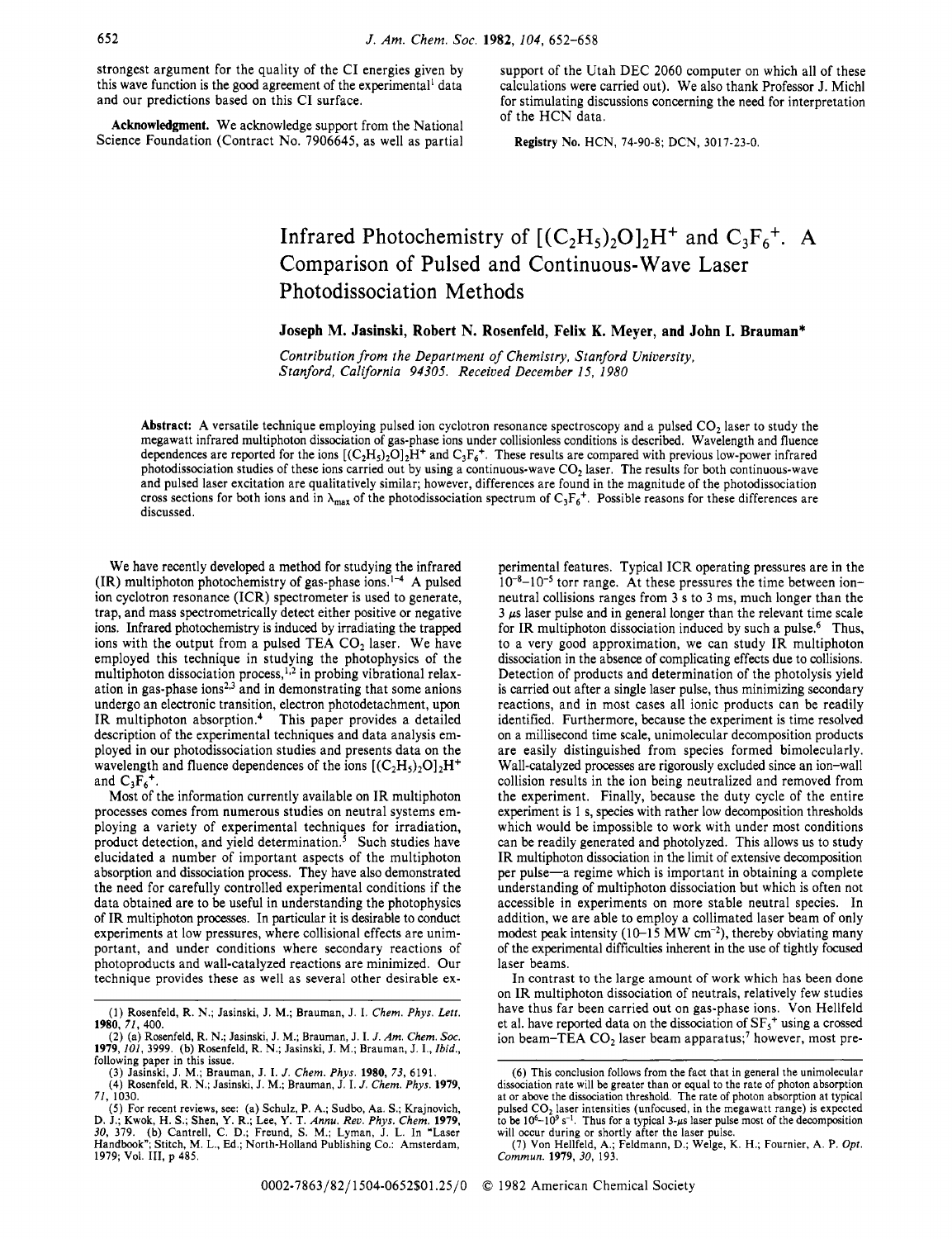strongest argument for the quality of the CI energies given by this wave function is the good agreement of the experimental[1] data and our predictions based on this CI surface.

**Acknowledgment.** We acknowledge support from the National Science Foundation (Contract No. 7906645, as well as partial support of the Utah DEC 2060 computer on which all of these calculations were carried out). We also thank Professor J. Michl for stimulating discussions concerning the need for interpretation of the HCN data.

**Registry No.** HCN, 74-90-8; DCN, 3017-23-0.

# Infrared Photochemistry of $[(C_2H_5)_2O]_2H^+$ and $C_3F_6^+$. A Comparison of Pulsed and Continuous-Wave Laser Photodissociation Methods

**Joseph M. Jasinski, Robert N. Rosenfeld, Felix K. Meyer, and John I. Brauman***

*Contribution from the Department of Chemistry, Stanford University, Stanford, California 94305. Received December 15, 1980*

**Abstract:** A versatile technique employing pulsed ion cyclotron resonance spectroscopy and a pulsed $CO_2$ laser to study the megawatt infrared multiphoton dissociation of gas-phase ions under collisionless conditions is described. Wavelength and fluence dependences are reported for the ions $[(C_2H_5)_2O]_2H^+$ and $C_3F_6^+$. These results are compared with previous low-power infrared photodissociation studies of these ions carried out by using a continuous-wave $CO_2$ laser. The results for both continuous-wave and pulsed laser excitation are qualitatively similar; however, differences are found in the magnitude of the photodissociation cross sections for both ions and in $\lambda_{max}$ of the photodissociation spectrum of $C_3F_6^+$. Possible reasons for these differences are discussed.

We have recently developed a method for studying the infrared (IR) multiphoton photochemistry of gas-phase ions.[1-4] A pulsed ion cyclotron resonance (ICR) spectrometer is used to generate, trap, and mass spectrometrically detect either positive or negative ions. Infrared photochemistry is induced by irradiating the trapped ions with the output from a pulsed TEA $CO_2$ laser. We have employed this technique in studying the photophysics of the multiphoton dissociation process,[1,2] in probing vibrational relaxation in gas-phase ions[2,3] and in demonstrating that some anions undergo an electronic transition, electron photodetachment, upon IR multiphoton absorption.[4] This paper provides a detailed description of the experimental techniques and data analysis employed in our photodissociation studies and presents data on the wavelength and fluence dependences of the ions $[(C_2H_5)_2O]_2H^+$ and $C_3F_6^+$.

Most of the information currently available on IR multiphoton processes comes from numerous studies on neutral systems employing a variety of experimental techniques for irradiation, product detection, and yield determination.[5] Such studies have elucidated a number of important aspects of the multiphoton absorption and dissociation process. They have also demonstrated the need for carefully controlled experimental conditions if the data obtained are to be useful in understanding the photophysics of IR multiphoton processes. In particular it is desirable to conduct experiments at low pressures, where collisional effects are unimportant, and under conditions where secondary reactions of photoproducts and wall-catalyzed reactions are minimized. Our technique provides these as well as several other desirable experimental features. Typical ICR operating pressures are in the $10^{-8}$–$10^{-5}$ torr range. At these pressures the time between ion-neutral collisions ranges from 3 s to 3 ms, much longer than the 3 μs laser pulse and in general longer than the relevant time scale for IR multiphoton dissociation induced by such a pulse.[6] Thus, to a very good approximation, we can study IR multiphoton dissociation in the absence of complicating effects due to collisions. Detection of products and determination of the photolysis yield is carried out after a single laser pulse, thus minimizing secondary reactions, and in most cases all ionic products can be readily identified. Furthermore, because the experiment is time resolved on a millisecond time scale, unimolecular decomposition products are easily distinguished from species formed bimolecularly. Wall-catalyzed processes are rigorously excluded since an ion–wall collision results in the ion being neutralized and removed from the experiment. Finally, because the duty cycle of the entire experiment is 1 s, species with rather low decomposition thresholds which would be impossible to work with under most conditions can be readily generated and photolyzed. This allows us to study IR multiphoton dissociation in the limit of extensive decomposition per pulse—a regime which is important in obtaining a complete understanding of multiphoton dissociation but which is often not accessible in experiments on more stable neutral species. In addition, we are able to employ a collimated laser beam of only modest peak intensity (10–15 MW cm$^{-2}$), thereby obviating many of the experimental difficulties inherent in the use of tightly focused laser beams.

In contrast to the large amount of work which has been done on IR multiphoton dissociation of neutrals, relatively few studies have thus far been carried out on gas-phase ions. Von Hellfeld et al. have reported data on the dissociation of $SF_5^+$ using a crossed ion beam–TEA $CO_2$ laser beam apparatus;[7] however, most pre-

(1) Rosenfeld, R. N.; Jasinski, J. M.; Brauman, J. I. *Chem. Phys. Lett.* **1980**, *71*, 400.

(2) (a) Rosenfeld, R. N.; Jasinski, J. M.; Brauman, J. I. *J. Am. Chem. Soc.* **1979**, *101*, 3999. (b) Rosenfeld, R. N.; Jasinski, J. M.; Brauman, J. I., *Ibid.*, following paper in this issue.

(3) Jasinski, J. M.; Brauman, J. I. *J. Chem. Phys.* **1980**, *73*, 6191.

(4) Rosenfeld, R. N.; Jasinski, J. M.; Brauman, J. I. *J. Chem. Phys.* **1979**, *71*, 1030.

(5) For recent reviews, see: (a) Schulz, P. A.; Sudbo, Aa. S.; Krajnovich, D. J.; Kwok, H. S.; Shen, Y. R.; Lee, Y. T. *Annu. Rev. Phys. Chem.* **1979**, *30*, 379. (b) Cantrell, C. D.; Freund, S. M.; Lyman, J. L. In "Laser Handbook"; Stitch, M. L., Ed.; North-Holland Publishing Co.: Amsterdam, 1979; Vol. III, p 485.

(6) This conclusion follows from the fact that in general the unimolecular dissociation rate will be greater than or equal to the rate of photon absorption at or above the dissociation threshold. The rate of photon absorption at typical pulsed $CO_2$ laser intensities (unfocused, in the megawatt range) is expected to be $10^6$–$10^9$ s$^{-1}$. Thus for a typical 3-μs laser pulse most of the decomposition will occur during or shortly after the laser pulse.

(7) Von Hellfeld, A.; Feldmann, D.; Welge, K. H.; Fournier, A. P. *Opt. Commun.* **1979**, *30*, 193.

0002-7863/82/1504-0652$01.25/0 © 1982 American Chemical Society